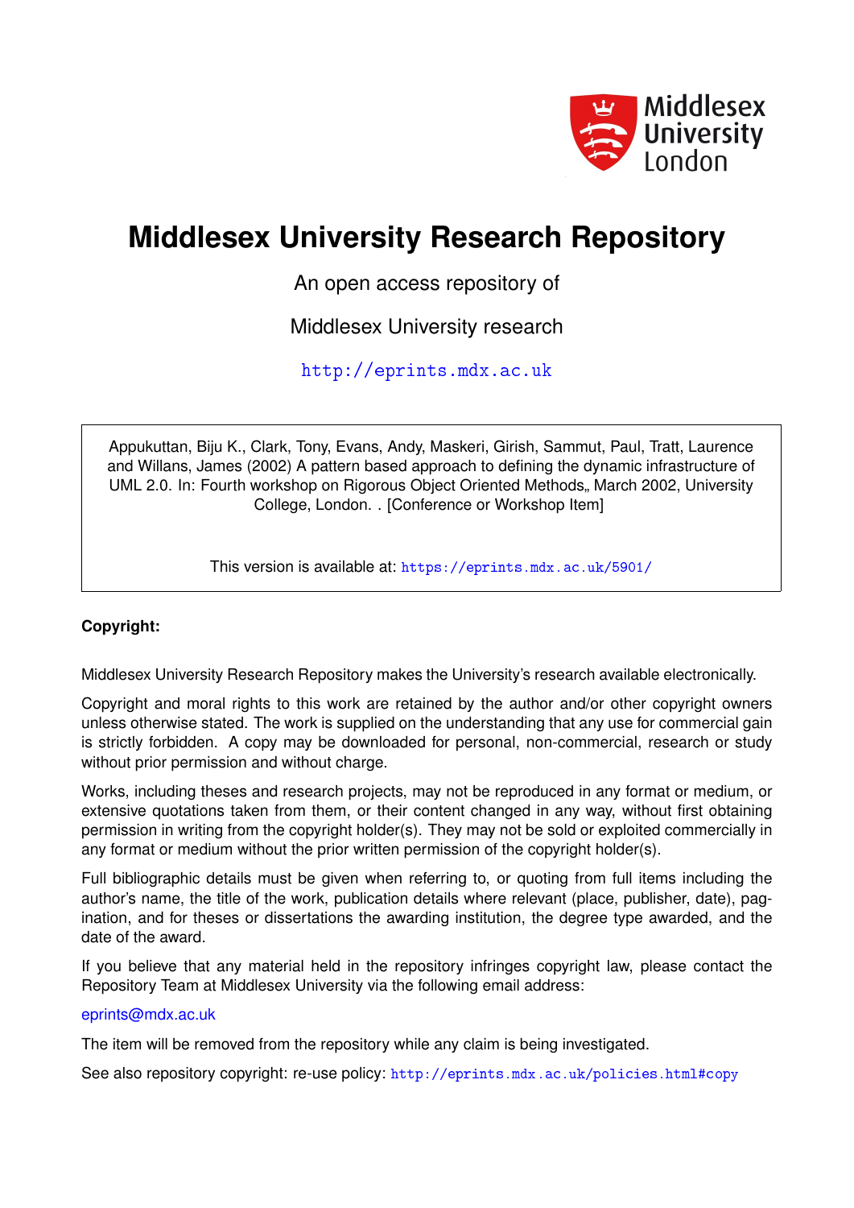Middlesex University London

# Middlesex University Research Repository

An open access repository of

Middlesex University research

http://eprints.mdx.ac.uk

Appukuttan, Biju K., Clark, Tony, Evans, Andy, Maskeri, Girish, Sammut, Paul, Tratt, Laurence and Willans, James (2002) A pattern based approach to defining the dynamic infrastructure of UML 2.0. In: Fourth workshop on Rigorous Object Oriented Methods,, March 2002, University College, London. . [Conference or Workshop Item]

This version is available at: https://eprints.mdx.ac.uk/5901/

**Copyright:**

Middlesex University Research Repository makes the University's research available electronically.

Copyright and moral rights to this work are retained by the author and/or other copyright owners unless otherwise stated. The work is supplied on the understanding that any use for commercial gain is strictly forbidden. A copy may be downloaded for personal, non-commercial, research or study without prior permission and without charge.

Works, including theses and research projects, may not be reproduced in any format or medium, or extensive quotations taken from them, or their content changed in any way, without first obtaining permission in writing from the copyright holder(s). They may not be sold or exploited commercially in any format or medium without the prior written permission of the copyright holder(s).

Full bibliographic details must be given when referring to, or quoting from full items including the author's name, the title of the work, publication details where relevant (place, publisher, date), pagination, and for theses or dissertations the awarding institution, the degree type awarded, and the date of the award.

If you believe that any material held in the repository infringes copyright law, please contact the Repository Team at Middlesex University via the following email address:

eprints@mdx.ac.uk

The item will be removed from the repository while any claim is being investigated.

See also repository copyright: re-use policy: http://eprints.mdx.ac.uk/policies.html#copy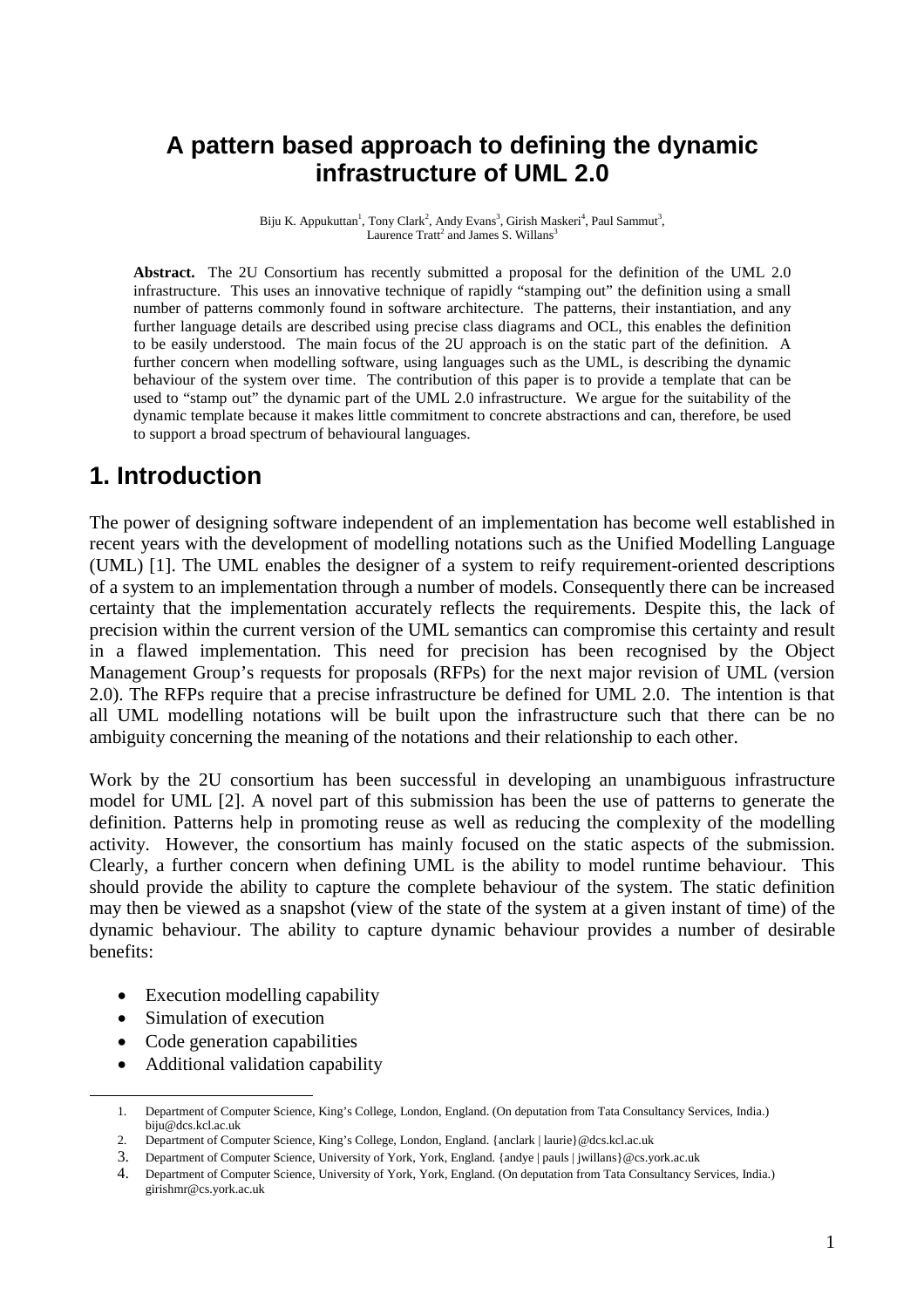# A pattern based approach to defining the dynamic infrastructure of UML 2.0

Biju K. Appukuttan[1], Tony Clark[2], Andy Evans[3], Girish Maskeri[4], Paul Sammut[3], Laurence Tratt[2] and James S. Willans[3]

**Abstract.** The 2U Consortium has recently submitted a proposal for the definition of the UML 2.0 infrastructure. This uses an innovative technique of rapidly "stamping out" the definition using a small number of patterns commonly found in software architecture. The patterns, their instantiation, and any further language details are described using precise class diagrams and OCL, this enables the definition to be easily understood. The main focus of the 2U approach is on the static part of the definition. A further concern when modelling software, using languages such as the UML, is describing the dynamic behaviour of the system over time. The contribution of this paper is to provide a template that can be used to "stamp out" the dynamic part of the UML 2.0 infrastructure. We argue for the suitability of the dynamic template because it makes little commitment to concrete abstractions and can, therefore, be used to support a broad spectrum of behavioural languages.

## 1. Introduction

The power of designing software independent of an implementation has become well established in recent years with the development of modelling notations such as the Unified Modelling Language (UML) [1]. The UML enables the designer of a system to reify requirement-oriented descriptions of a system to an implementation through a number of models. Consequently there can be increased certainty that the implementation accurately reflects the requirements. Despite this, the lack of precision within the current version of the UML semantics can compromise this certainty and result in a flawed implementation. This need for precision has been recognised by the Object Management Group's requests for proposals (RFPs) for the next major revision of UML (version 2.0). The RFPs require that a precise infrastructure be defined for UML 2.0. The intention is that all UML modelling notations will be built upon the infrastructure such that there can be no ambiguity concerning the meaning of the notations and their relationship to each other.

Work by the 2U consortium has been successful in developing an unambiguous infrastructure model for UML [2]. A novel part of this submission has been the use of patterns to generate the definition. Patterns help in promoting reuse as well as reducing the complexity of the modelling activity. However, the consortium has mainly focused on the static aspects of the submission. Clearly, a further concern when defining UML is the ability to model runtime behaviour. This should provide the ability to capture the complete behaviour of the system. The static definition may then be viewed as a snapshot (view of the state of the system at a given instant of time) of the dynamic behaviour. The ability to capture dynamic behaviour provides a number of desirable benefits:

- Execution modelling capability
- Simulation of execution
- Code generation capabilities
- Additional validation capability

---

1. Department of Computer Science, King's College, London, England. (On deputation from Tata Consultancy Services, India.) biju@dcs.kcl.ac.uk
2. Department of Computer Science, King's College, London, England. {anclark | laurie}@dcs.kcl.ac.uk
3. Department of Computer Science, University of York, York, England. {andye | pauls | jwillans}@cs.york.ac.uk
4. Department of Computer Science, University of York, York, England. (On deputation from Tata Consultancy Services, India.) girishmr@cs.york.ac.uk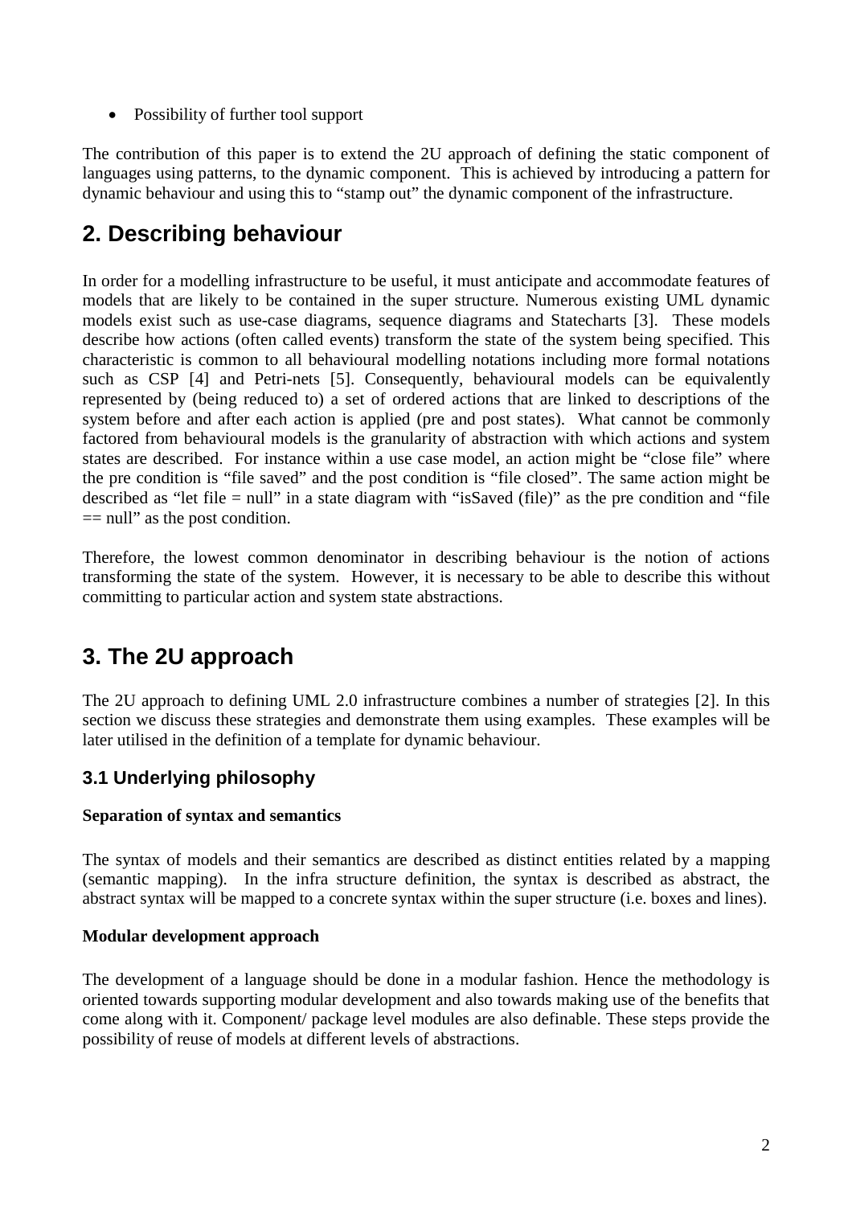- Possibility of further tool support

The contribution of this paper is to extend the 2U approach of defining the static component of languages using patterns, to the dynamic component. This is achieved by introducing a pattern for dynamic behaviour and using this to "stamp out" the dynamic component of the infrastructure.

## 2. Describing behaviour

In order for a modelling infrastructure to be useful, it must anticipate and accommodate features of models that are likely to be contained in the super structure. Numerous existing UML dynamic models exist such as use-case diagrams, sequence diagrams and Statecharts [3]. These models describe how actions (often called events) transform the state of the system being specified. This characteristic is common to all behavioural modelling notations including more formal notations such as CSP [4] and Petri-nets [5]. Consequently, behavioural models can be equivalently represented by (being reduced to) a set of ordered actions that are linked to descriptions of the system before and after each action is applied (pre and post states). What cannot be commonly factored from behavioural models is the granularity of abstraction with which actions and system states are described. For instance within a use case model, an action might be "close file" where the pre condition is "file saved" and the post condition is "file closed". The same action might be described as "let file = null" in a state diagram with "isSaved (file)" as the pre condition and "file == null" as the post condition.

Therefore, the lowest common denominator in describing behaviour is the notion of actions transforming the state of the system. However, it is necessary to be able to describe this without committing to particular action and system state abstractions.

## 3. The 2U approach

The 2U approach to defining UML 2.0 infrastructure combines a number of strategies [2]. In this section we discuss these strategies and demonstrate them using examples. These examples will be later utilised in the definition of a template for dynamic behaviour.

### 3.1 Underlying philosophy

**Separation of syntax and semantics**

The syntax of models and their semantics are described as distinct entities related by a mapping (semantic mapping). In the infra structure definition, the syntax is described as abstract, the abstract syntax will be mapped to a concrete syntax within the super structure (i.e. boxes and lines).

**Modular development approach**

The development of a language should be done in a modular fashion. Hence the methodology is oriented towards supporting modular development and also towards making use of the benefits that come along with it. Component/ package level modules are also definable. These steps provide the possibility of reuse of models at different levels of abstractions.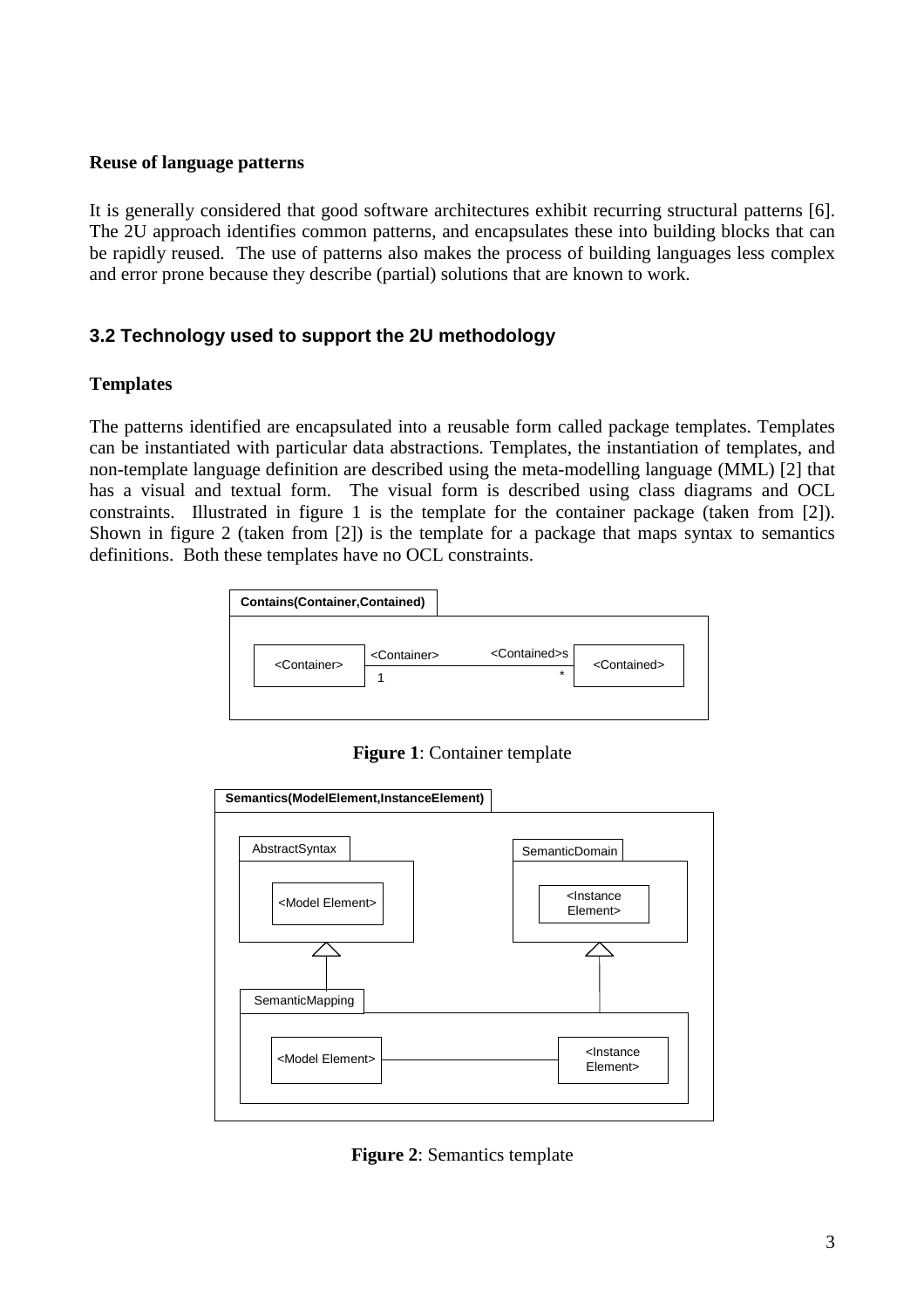**Reuse of language patterns**

It is generally considered that good software architectures exhibit recurring structural patterns [6]. The 2U approach identifies common patterns, and encapsulates these into building blocks that can be rapidly reused. The use of patterns also makes the process of building languages less complex and error prone because they describe (partial) solutions that are known to work.

### 3.2 Technology used to support the 2U methodology

**Templates**

The patterns identified are encapsulated into a reusable form called package templates. Templates can be instantiated with particular data abstractions. Templates, the instantiation of templates, and non-template language definition are described using the meta-modelling language (MML) [2] that has a visual and textual form. The visual form is described using class diagrams and OCL constraints. Illustrated in figure 1 is the template for the container package (taken from [2]). Shown in figure 2 (taken from [2]) is the template for a package that maps syntax to semantics definitions. Both these templates have no OCL constraints.

**Figure 1**: Container template

**Figure 2**: Semantics template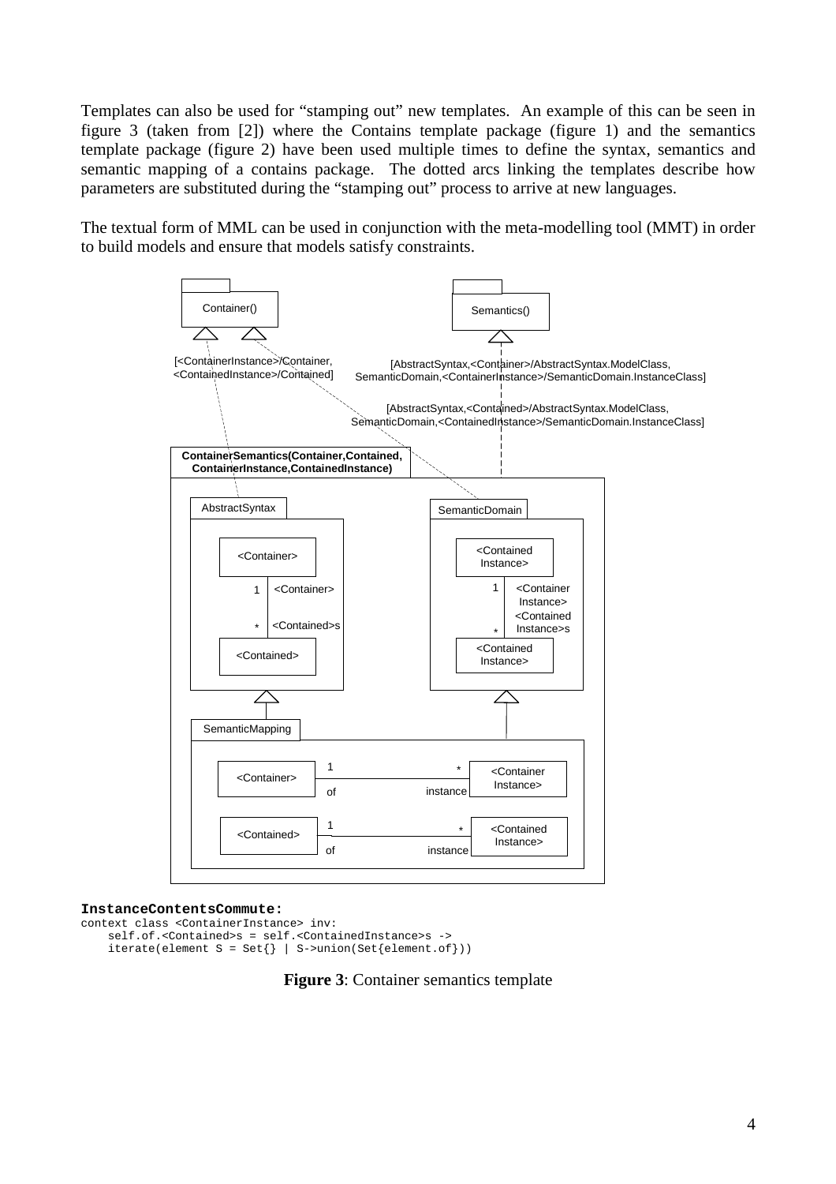Templates can also be used for "stamping out" new templates. An example of this can be seen in figure 3 (taken from [2]) where the Contains template package (figure 1) and the semantics template package (figure 2) have been used multiple times to define the syntax, semantics and semantic mapping of a contains package. The dotted arcs linking the templates describe how parameters are substituted during the "stamping out" process to arrive at new languages.

The textual form of MML can be used in conjunction with the meta-modelling tool (MMT) in order to build models and ensure that models satisfy constraints.

**InstanceContentsCommute:**

```
context class <ContainerInstance> inv:
    self.of.<Contained>s = self.<ContainedInstance>s ->
    iterate(element S = Set{} | S->union(Set{element.of}))
```

**Figure 3**: Container semantics template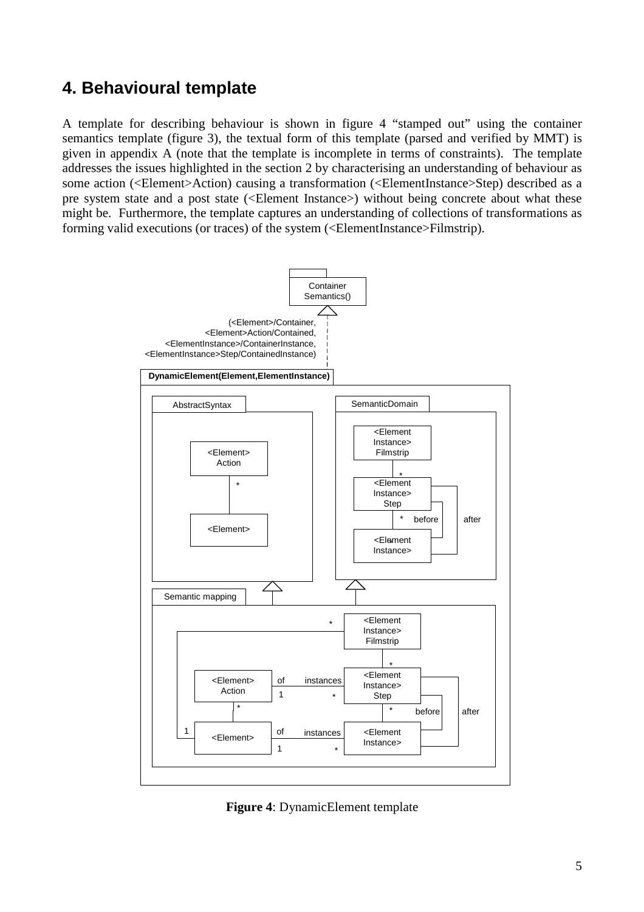## 4. Behavioural template

A template for describing behaviour is shown in figure 4 "stamped out" using the container semantics template (figure 3), the textual form of this template (parsed and verified by MMT) is given in appendix A (note that the template is incomplete in terms of constraints). The template addresses the issues highlighted in the section 2 by characterising an understanding of behaviour as some action (<Element>Action) causing a transformation (<ElementInstance>Step) described as a pre system state and a post state (<Element Instance>) without being concrete about what these might be. Furthermore, the template captures an understanding of collections of transformations as forming valid executions (or traces) of the system (<ElementInstance>Filmstrip).

**Figure 4**: DynamicElement template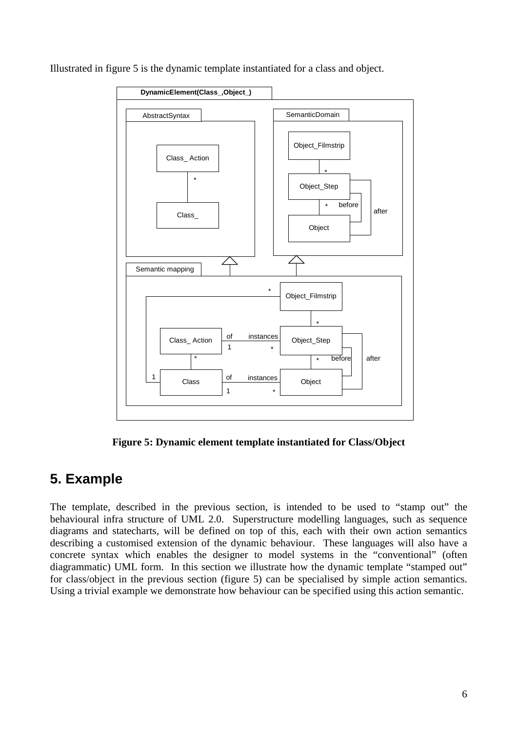Illustrated in figure 5 is the dynamic template instantiated for a class and object.

**Figure 5: Dynamic element template instantiated for Class/Object**

## 5. Example

The template, described in the previous section, is intended to be used to "stamp out" the behavioural infra structure of UML 2.0. Superstructure modelling languages, such as sequence diagrams and statecharts, will be defined on top of this, each with their own action semantics describing a customised extension of the dynamic behaviour. These languages will also have a concrete syntax which enables the designer to model systems in the "conventional" (often diagrammatic) UML form. In this section we illustrate how the dynamic template "stamped out" for class/object in the previous section (figure 5) can be specialised by simple action semantics. Using a trivial example we demonstrate how behaviour can be specified using this action semantic.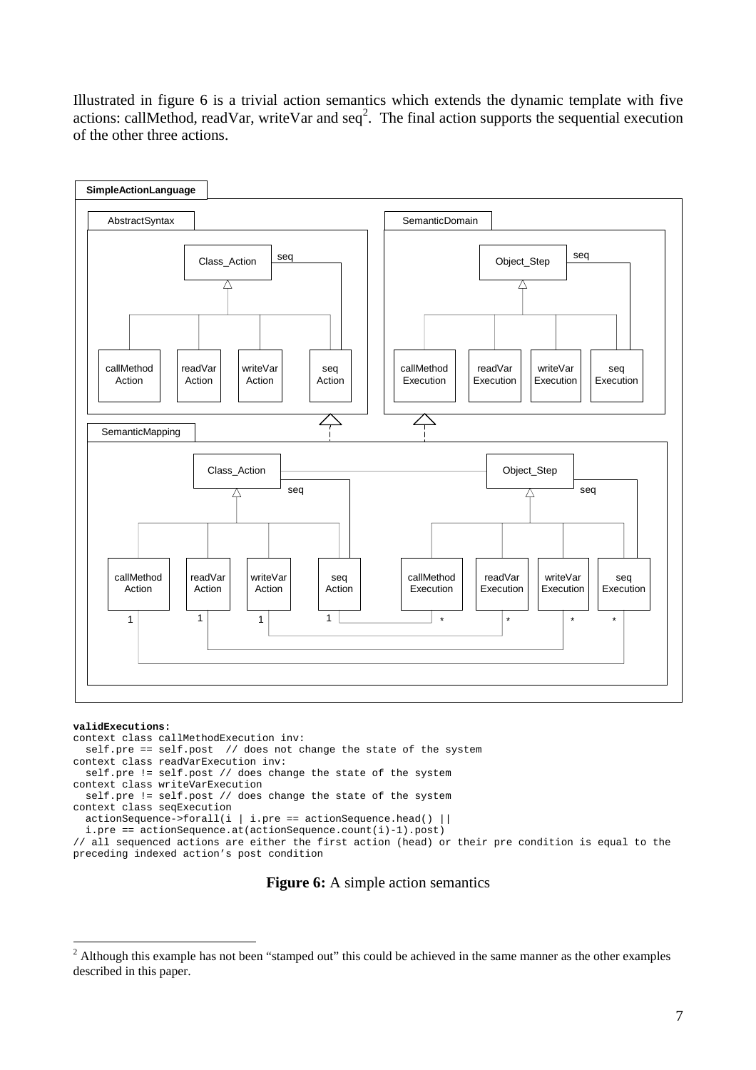Illustrated in figure 6 is a trivial action semantics which extends the dynamic template with five actions: callMethod, readVar, writeVar and seq[2]. The final action supports the sequential execution of the other three actions.

```
validExecutions:
context class callMethodExecution inv:
  self.pre == self.post  // does not change the state of the system
context class readVarExecution inv:
  self.pre != self.post // does change the state of the system
context class writeVarExecution
  self.pre != self.post // does change the state of the system
context class seqExecution
  actionSequence->forall(i | i.pre == actionSequence.head() ||
  i.pre == actionSequence.at(actionSequence.count(i)-1).post)
// all sequenced actions are either the first action (head) or their pre condition is equal to the
preceding indexed action's post condition
```

**Figure 6:** A simple action semantics

[2] Although this example has not been "stamped out" this could be achieved in the same manner as the other examples described in this paper.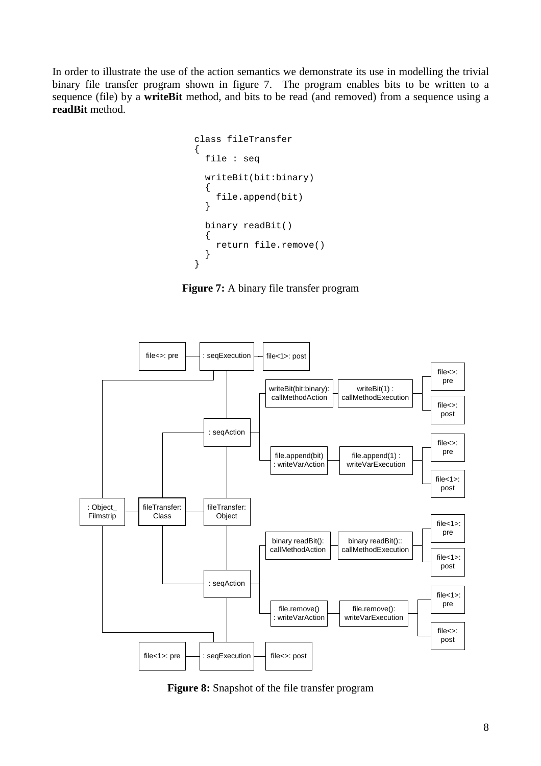In order to illustrate the use of the action semantics we demonstrate its use in modelling the trivial binary file transfer program shown in figure 7. The program enables bits to be written to a sequence (file) by a **writeBit** method, and bits to be read (and removed) from a sequence using a **readBit** method.

```
class fileTransfer
{
  file : seq

  writeBit(bit:binary)
  {
    file.append(bit)
  }

  binary readBit()
  {
    return file.remove()
  }
}
```

**Figure 7:** A binary file transfer program

**Figure 8:** Snapshot of the file transfer program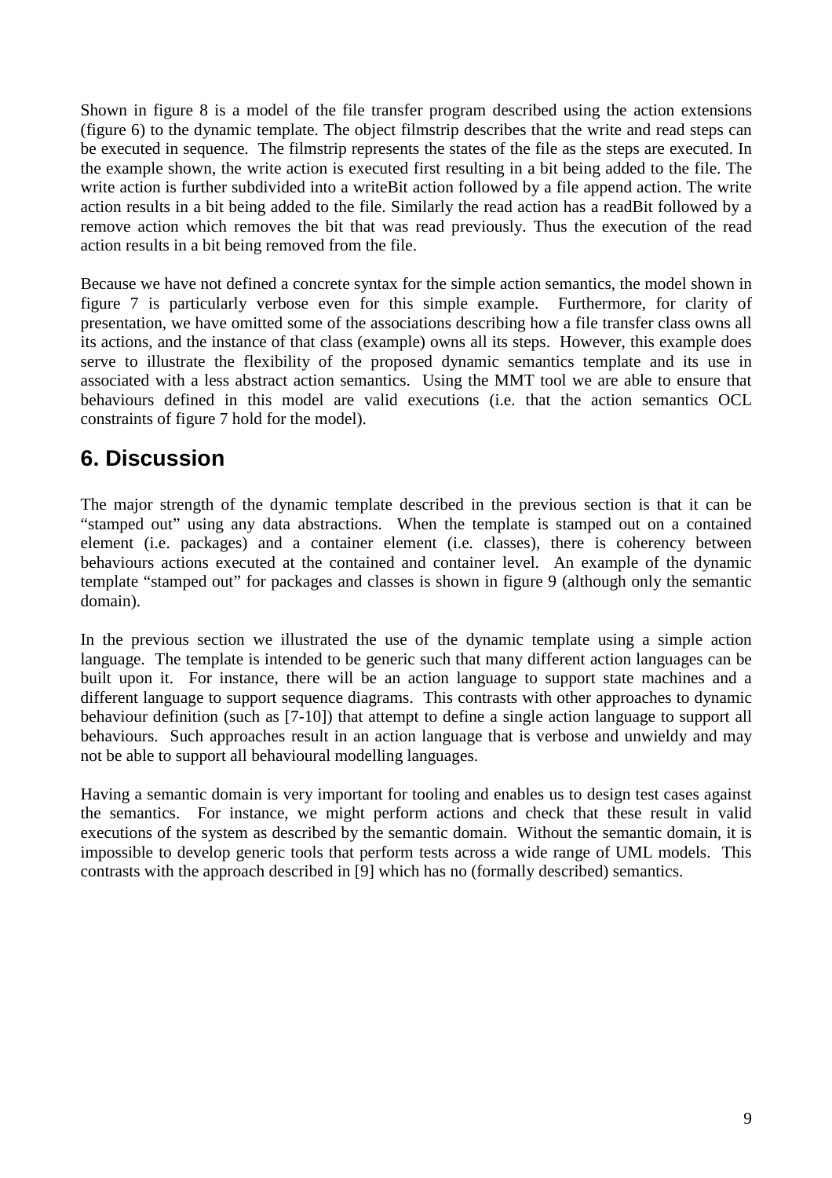Shown in figure 8 is a model of the file transfer program described using the action extensions (figure 6) to the dynamic template. The object filmstrip describes that the write and read steps can be executed in sequence. The filmstrip represents the states of the file as the steps are executed. In the example shown, the write action is executed first resulting in a bit being added to the file. The write action is further subdivided into a writeBit action followed by a file append action. The write action results in a bit being added to the file. Similarly the read action has a readBit followed by a remove action which removes the bit that was read previously. Thus the execution of the read action results in a bit being removed from the file.

Because we have not defined a concrete syntax for the simple action semantics, the model shown in figure 7 is particularly verbose even for this simple example. Furthermore, for clarity of presentation, we have omitted some of the associations describing how a file transfer class owns all its actions, and the instance of that class (example) owns all its steps. However, this example does serve to illustrate the flexibility of the proposed dynamic semantics template and its use in associated with a less abstract action semantics. Using the MMT tool we are able to ensure that behaviours defined in this model are valid executions (i.e. that the action semantics OCL constraints of figure 7 hold for the model).

## 6. Discussion

The major strength of the dynamic template described in the previous section is that it can be "stamped out" using any data abstractions. When the template is stamped out on a contained element (i.e. packages) and a container element (i.e. classes), there is coherency between behaviours actions executed at the contained and container level. An example of the dynamic template "stamped out" for packages and classes is shown in figure 9 (although only the semantic domain).

In the previous section we illustrated the use of the dynamic template using a simple action language. The template is intended to be generic such that many different action languages can be built upon it. For instance, there will be an action language to support state machines and a different language to support sequence diagrams. This contrasts with other approaches to dynamic behaviour definition (such as [7-10]) that attempt to define a single action language to support all behaviours. Such approaches result in an action language that is verbose and unwieldy and may not be able to support all behavioural modelling languages.

Having a semantic domain is very important for tooling and enables us to design test cases against the semantics. For instance, we might perform actions and check that these result in valid executions of the system as described by the semantic domain. Without the semantic domain, it is impossible to develop generic tools that perform tests across a wide range of UML models. This contrasts with the approach described in [9] which has no (formally described) semantics.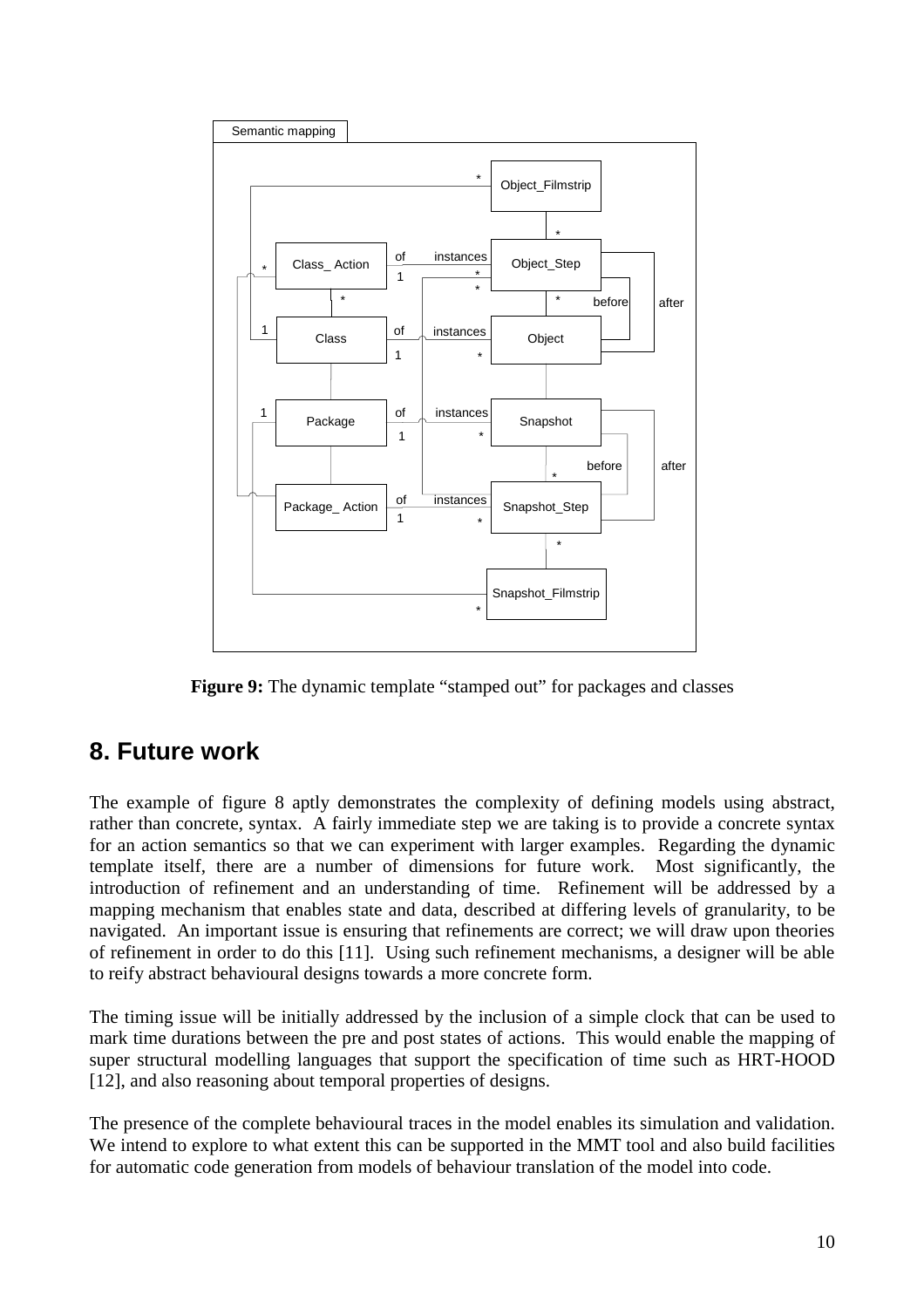Figure 9: The dynamic template "stamped out" for packages and classes

## 8. Future work

The example of figure 8 aptly demonstrates the complexity of defining models using abstract, rather than concrete, syntax. A fairly immediate step we are taking is to provide a concrete syntax for an action semantics so that we can experiment with larger examples. Regarding the dynamic template itself, there are a number of dimensions for future work. Most significantly, the introduction of refinement and an understanding of time. Refinement will be addressed by a mapping mechanism that enables state and data, described at differing levels of granularity, to be navigated. An important issue is ensuring that refinements are correct; we will draw upon theories of refinement in order to do this [11]. Using such refinement mechanisms, a designer will be able to reify abstract behavioural designs towards a more concrete form.

The timing issue will be initially addressed by the inclusion of a simple clock that can be used to mark time durations between the pre and post states of actions. This would enable the mapping of super structural modelling languages that support the specification of time such as HRT-HOOD [12], and also reasoning about temporal properties of designs.

The presence of the complete behavioural traces in the model enables its simulation and validation. We intend to explore to what extent this can be supported in the MMT tool and also build facilities for automatic code generation from models of behaviour translation of the model into code.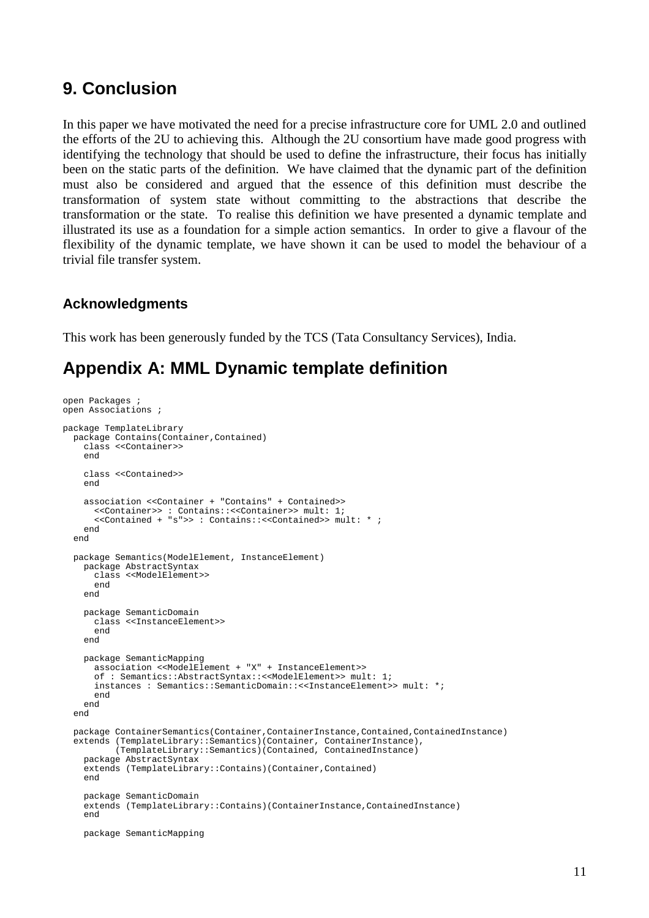## 9. Conclusion

In this paper we have motivated the need for a precise infrastructure core for UML 2.0 and outlined the efforts of the 2U to achieving this. Although the 2U consortium have made good progress with identifying the technology that should be used to define the infrastructure, their focus has initially been on the static parts of the definition. We have claimed that the dynamic part of the definition must also be considered and argued that the essence of this definition must describe the transformation of system state without committing to the abstractions that describe the transformation or the state. To realise this definition we have presented a dynamic template and illustrated its use as a foundation for a simple action semantics. In order to give a flavour of the flexibility of the dynamic template, we have shown it can be used to model the behaviour of a trivial file transfer system.

### Acknowledgments

This work has been generously funded by the TCS (Tata Consultancy Services), India.

## Appendix A: MML Dynamic template definition

```
open Packages ;
open Associations ;

package TemplateLibrary
  package Contains(Container,Contained)
    class <<Container>>
    end

    class <<Contained>>
    end

    association <<Container + "Contains" + Contained>>
      <<Container>> : Contains::<<Container>> mult: 1;
      <<Contained + "s">> : Contains::<<Contained>> mult: * ;
    end
  end

  package Semantics(ModelElement, InstanceElement)
    package AbstractSyntax
      class <<ModelElement>>
      end
    end

    package SemanticDomain
      class <<InstanceElement>>
      end
    end

    package SemanticMapping
      association <<ModelElement + "X" + InstanceElement>>
      of : Semantics::AbstractSyntax::<<ModelElement>> mult: 1;
      instances : Semantics::SemanticDomain::<<InstanceElement>> mult: *;
      end
    end
  end

  package ContainerSemantics(Container,ContainerInstance,Contained,ContainedInstance)
  extends (TemplateLibrary::Semantics)(Container, ContainerInstance),
          (TemplateLibrary::Semantics)(Contained, ContainedInstance)
    package AbstractSyntax
    extends (TemplateLibrary::Contains)(Container,Contained)
    end

    package SemanticDomain
    extends (TemplateLibrary::Contains)(ContainerInstance,ContainedInstance)
    end

    package SemanticMapping
```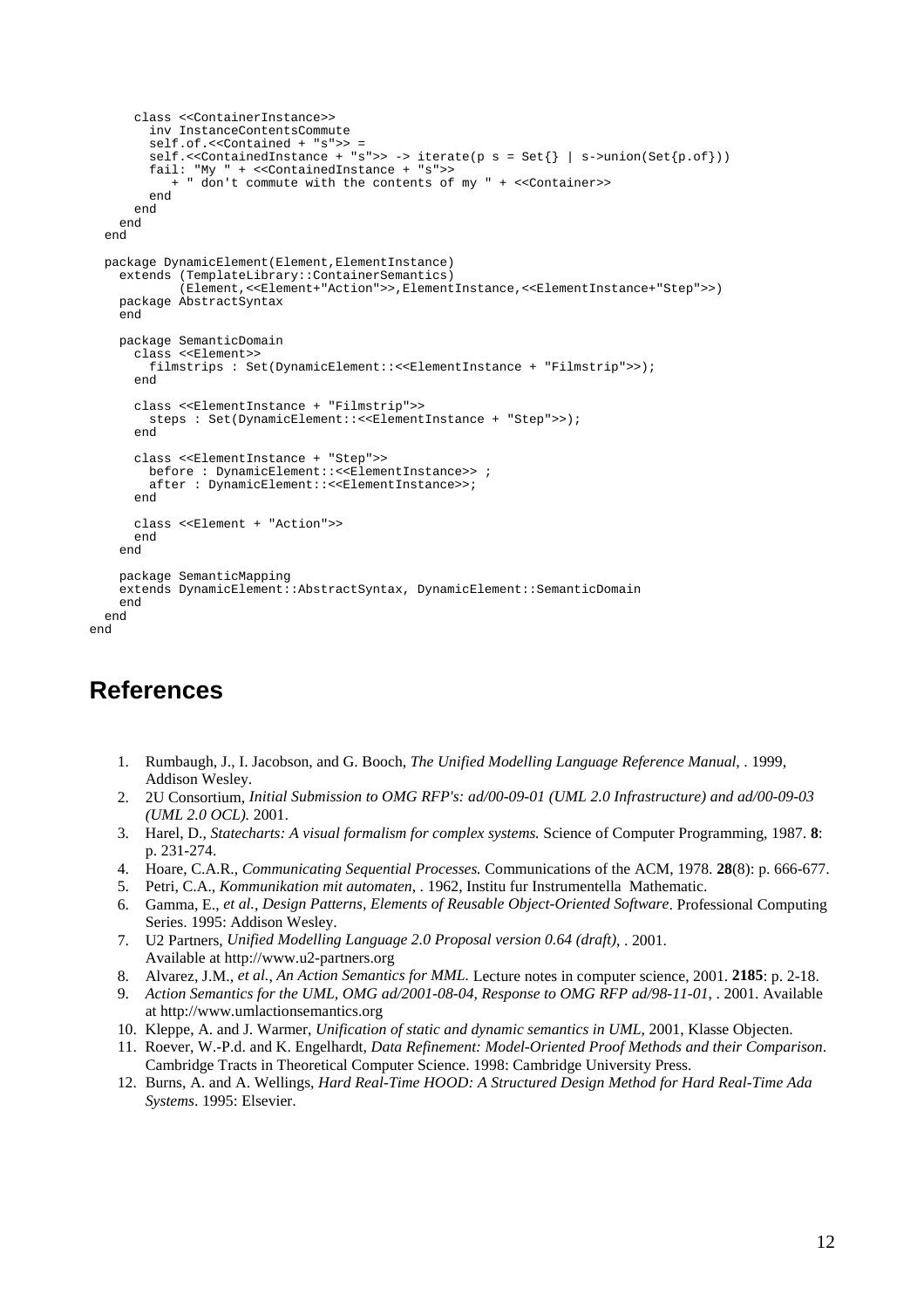```
      class <<ContainerInstance>>
        inv InstanceContentsCommute
        self.of.<<Contained + "s">> =
        self.<<ContainedInstance + "s">> -> iterate(p s = Set{} | s->union(Set{p.of}))
        fail: "My " + <<ContainedInstance + "s">>
           + " don't commute with the contents of my " + <<Container>>
        end
      end
    end
  end

  package DynamicElement(Element,ElementInstance)
    extends (TemplateLibrary::ContainerSemantics)
            (Element,<<Element+"Action">>,ElementInstance,<<ElementInstance+"Step">>)
    package AbstractSyntax
    end

    package SemanticDomain
      class <<Element>>
        filmstrips : Set(DynamicElement::<<ElementInstance + "Filmstrip">>);
      end

      class <<ElementInstance + "Filmstrip">>
        steps : Set(DynamicElement::<<ElementInstance + "Step">>);
      end

      class <<ElementInstance + "Step">>
        before : DynamicElement::<<ElementInstance>> ;
        after : DynamicElement::<<ElementInstance>>;
      end

      class <<Element + "Action">>
      end
    end

    package SemanticMapping
    extends DynamicElement::AbstractSyntax, DynamicElement::SemanticDomain
    end
  end
end
```

## References

1. Rumbaugh, J., I. Jacobson, and G. Booch, *The Unified Modelling Language Reference Manual*, . 1999, Addison Wesley.
2. 2U Consortium, *Initial Submission to OMG RFP's: ad/00-09-01 (UML 2.0 Infrastructure) and ad/00-09-03 (UML 2.0 OCL).* 2001.
3. Harel, D., *Statecharts: A visual formalism for complex systems.* Science of Computer Programming, 1987. **8**: p. 231-274.
4. Hoare, C.A.R., *Communicating Sequential Processes.* Communications of the ACM, 1978. **28**(8): p. 666-677.
5. Petri, C.A., *Kommunikation mit automaten*, . 1962, Institu fur Instrumentella Mathematic.
6. Gamma, E., *et al.*, *Design Patterns, Elements of Reusable Object-Oriented Software*. Professional Computing Series. 1995: Addison Wesley.
7. U2 Partners, *Unified Modelling Language 2.0 Proposal version 0.64 (draft)*, . 2001. Available at http://www.u2-partners.org
8. Alvarez, J.M., *et al.*, *An Action Semantics for MML.* Lecture notes in computer science, 2001. **2185**: p. 2-18.
9. *Action Semantics for the UML, OMG ad/2001-08-04, Response to OMG RFP ad/98-11-01*, . 2001. Available at http://www.umlactionsemantics.org
10. Kleppe, A. and J. Warmer, *Unification of static and dynamic semantics in UML*, 2001, Klasse Objecten.
11. Roever, W.-P.d. and K. Engelhardt, *Data Refinement: Model-Oriented Proof Methods and their Comparison*. Cambridge Tracts in Theoretical Computer Science. 1998: Cambridge University Press.
12. Burns, A. and A. Wellings, *Hard Real-Time HOOD: A Structured Design Method for Hard Real-Time Ada Systems*. 1995: Elsevier.